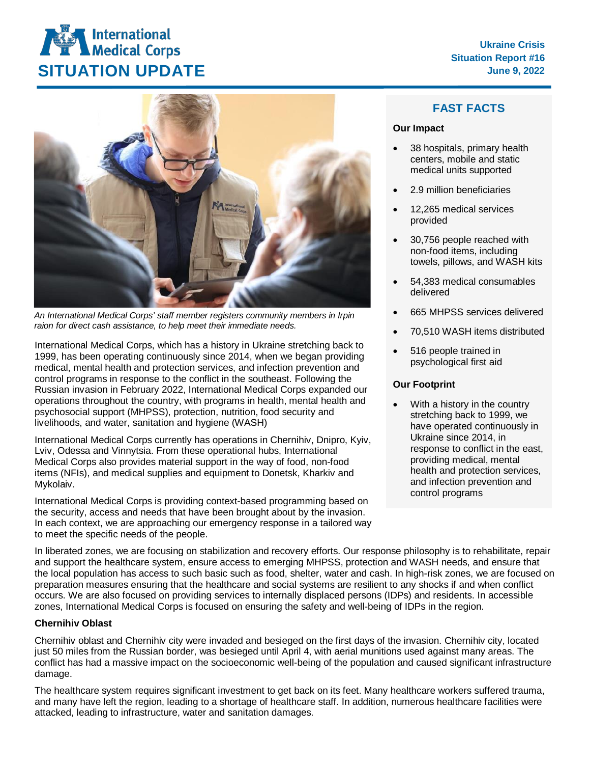# SITUATION UPDATE

**Ukraine Crisis**
**Situation Report #16**
**June 9, 2022**

*An International Medical Corps' staff member registers community members in Irpin raion for direct cash assistance, to help meet their immediate needs.*

International Medical Corps, which has a history in Ukraine stretching back to 1999, has been operating continuously since 2014, when we began providing medical, mental health and protection services, and infection prevention and control programs in response to the conflict in the southeast. Following the Russian invasion in February 2022, International Medical Corps expanded our operations throughout the country, with programs in health, mental health and psychosocial support (MHPSS), protection, nutrition, food security and livelihoods, and water, sanitation and hygiene (WASH)

International Medical Corps currently has operations in Chernihiv, Dnipro, Kyiv, Lviv, Odessa and Vinnytsia. From these operational hubs, International Medical Corps also provides material support in the way of food, non-food items (NFIs), and medical supplies and equipment to Donetsk, Kharkiv and Mykolaiv.

International Medical Corps is providing context-based programming based on the security, access and needs that have been brought about by the invasion. In each context, we are approaching our emergency response in a tailored way to meet the specific needs of the people.

In liberated zones, we are focusing on stabilization and recovery efforts. Our response philosophy is to rehabilitate, repair and support the healthcare system, ensure access to emerging MHPSS, protection and WASH needs, and ensure that the local population has access to such basic such as food, shelter, water and cash. In high-risk zones, we are focused on preparation measures ensuring that the healthcare and social systems are resilient to any shocks if and when conflict occurs. We are also focused on providing services to internally displaced persons (IDPs) and residents. In accessible zones, International Medical Corps is focused on ensuring the safety and well-being of IDPs in the region.

## FAST FACTS

**Our Impact**

- 38 hospitals, primary health centers, mobile and static medical units supported
- 2.9 million beneficiaries
- 12,265 medical services provided
- 30,756 people reached with non-food items, including towels, pillows, and WASH kits
- 54,383 medical consumables delivered
- 665 MHPSS services delivered
- 70,510 WASH items distributed
- 516 people trained in psychological first aid

**Our Footprint**

- With a history in the country stretching back to 1999, we have operated continuously in Ukraine since 2014, in response to conflict in the east, providing medical, mental health and protection services, and infection prevention and control programs

### Chernihiv Oblast

Chernihiv oblast and Chernihiv city were invaded and besieged on the first days of the invasion. Chernihiv city, located just 50 miles from the Russian border, was besieged until April 4, with aerial munitions used against many areas. The conflict has had a massive impact on the socioeconomic well-being of the population and caused significant infrastructure damage.

The healthcare system requires significant investment to get back on its feet. Many healthcare workers suffered trauma, and many have left the region, leading to a shortage of healthcare staff. In addition, numerous healthcare facilities were attacked, leading to infrastructure, water and sanitation damages.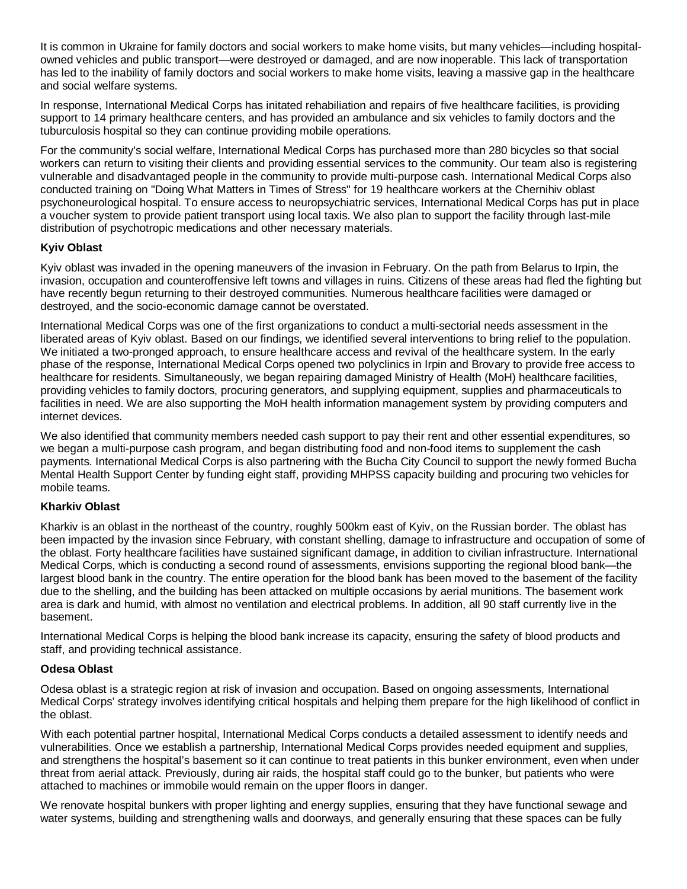It is common in Ukraine for family doctors and social workers to make home visits, but many vehicles—including hospital-owned vehicles and public transport—were destroyed or damaged, and are now inoperable. This lack of transportation has led to the inability of family doctors and social workers to make home visits, leaving a massive gap in the healthcare and social welfare systems.

In response, International Medical Corps has initated rehabiliation and repairs of five healthcare facilities, is providing support to 14 primary healthcare centers, and has provided an ambulance and six vehicles to family doctors and the tuburculosis hospital so they can continue providing mobile operations.

For the community's social welfare, International Medical Corps has purchased more than 280 bicycles so that social workers can return to visiting their clients and providing essential services to the community. Our team also is registering vulnerable and disadvantaged people in the community to provide multi-purpose cash. International Medical Corps also conducted training on "Doing What Matters in Times of Stress" for 19 healthcare workers at the Chernihiv oblast psychoneurological hospital. To ensure access to neuropsychiatric services, International Medical Corps has put in place a voucher system to provide patient transport using local taxis. We also plan to support the facility through last-mile distribution of psychotropic medications and other necessary materials.

**Kyiv Oblast**

Kyiv oblast was invaded in the opening maneuvers of the invasion in February. On the path from Belarus to Irpin, the invasion, occupation and counteroffensive left towns and villages in ruins. Citizens of these areas had fled the fighting but have recently begun returning to their destroyed communities. Numerous healthcare facilities were damaged or destroyed, and the socio-economic damage cannot be overstated.

International Medical Corps was one of the first organizations to conduct a multi-sectorial needs assessment in the liberated areas of Kyiv oblast. Based on our findings, we identified several interventions to bring relief to the population. We initiated a two-pronged approach, to ensure healthcare access and revival of the healthcare system. In the early phase of the response, International Medical Corps opened two polyclinics in Irpin and Brovary to provide free access to healthcare for residents. Simultaneously, we began repairing damaged Ministry of Health (MoH) healthcare facilities, providing vehicles to family doctors, procuring generators, and supplying equipment, supplies and pharmaceuticals to facilities in need. We are also supporting the MoH health information management system by providing computers and internet devices.

We also identified that community members needed cash support to pay their rent and other essential expenditures, so we began a multi-purpose cash program, and began distributing food and non-food items to supplement the cash payments. International Medical Corps is also partnering with the Bucha City Council to support the newly formed Bucha Mental Health Support Center by funding eight staff, providing MHPSS capacity building and procuring two vehicles for mobile teams.

**Kharkiv Oblast**

Kharkiv is an oblast in the northeast of the country, roughly 500km east of Kyiv, on the Russian border. The oblast has been impacted by the invasion since February, with constant shelling, damage to infrastructure and occupation of some of the oblast. Forty healthcare facilities have sustained significant damage, in addition to civilian infrastructure. International Medical Corps, which is conducting a second round of assessments, envisions supporting the regional blood bank—the largest blood bank in the country. The entire operation for the blood bank has been moved to the basement of the facility due to the shelling, and the building has been attacked on multiple occasions by aerial munitions. The basement work area is dark and humid, with almost no ventilation and electrical problems. In addition, all 90 staff currently live in the basement.

International Medical Corps is helping the blood bank increase its capacity, ensuring the safety of blood products and staff, and providing technical assistance.

**Odesa Oblast**

Odesa oblast is a strategic region at risk of invasion and occupation. Based on ongoing assessments, International Medical Corps' strategy involves identifying critical hospitals and helping them prepare for the high likelihood of conflict in the oblast.

With each potential partner hospital, International Medical Corps conducts a detailed assessment to identify needs and vulnerabilities. Once we establish a partnership, International Medical Corps provides needed equipment and supplies, and strengthens the hospital's basement so it can continue to treat patients in this bunker environment, even when under threat from aerial attack. Previously, during air raids, the hospital staff could go to the bunker, but patients who were attached to machines or immobile would remain on the upper floors in danger.

We renovate hospital bunkers with proper lighting and energy supplies, ensuring that they have functional sewage and water systems, building and strengthening walls and doorways, and generally ensuring that these spaces can be fully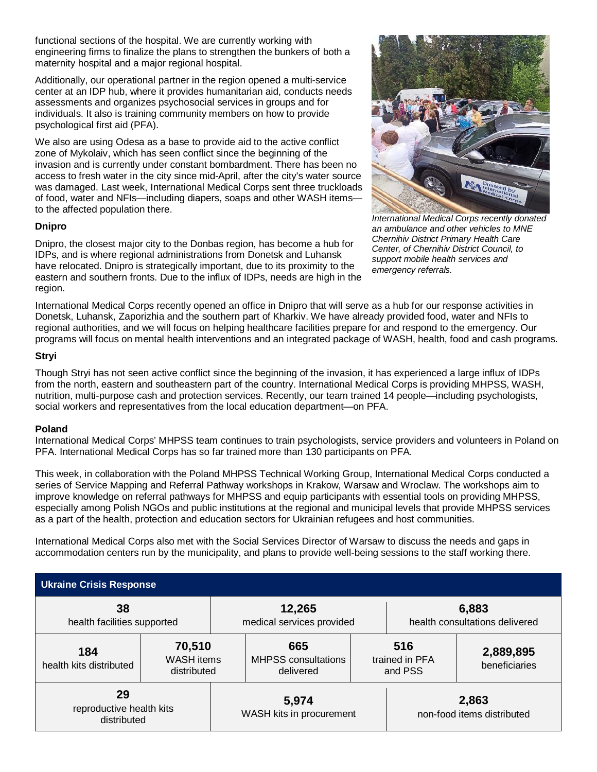functional sections of the hospital. We are currently working with engineering firms to finalize the plans to strengthen the bunkers of both a maternity hospital and a major regional hospital.

Additionally, our operational partner in the region opened a multi-service center at an IDP hub, where it provides humanitarian aid, conducts needs assessments and organizes psychosocial services in groups and for individuals. It also is training community members on how to provide psychological first aid (PFA).

We also are using Odesa as a base to provide aid to the active conflict zone of Mykolaiv, which has seen conflict since the beginning of the invasion and is currently under constant bombardment. There has been no access to fresh water in the city since mid-April, after the city's water source was damaged. Last week, International Medical Corps sent three truckloads of food, water and NFIs—including diapers, soaps and other WASH items—to the affected population there.

*International Medical Corps recently donated an ambulance and other vehicles to MNE Chernihiv District Primary Health Care Center, of Chernihiv District Council, to support mobile health services and emergency referrals.*

**Dnipro**

Dnipro, the closest major city to the Donbas region, has become a hub for IDPs, and is where regional administrations from Donetsk and Luhansk have relocated. Dnipro is strategically important, due to its proximity to the eastern and southern fronts. Due to the influx of IDPs, needs are high in the region.

International Medical Corps recently opened an office in Dnipro that will serve as a hub for our response activities in Donetsk, Luhansk, Zaporizhia and the southern part of Kharkiv. We have already provided food, water and NFIs to regional authorities, and we will focus on helping healthcare facilities prepare for and respond to the emergency. Our programs will focus on mental health interventions and an integrated package of WASH, health, food and cash programs.

**Stryi**

Though Stryi has not seen active conflict since the beginning of the invasion, it has experienced a large influx of IDPs from the north, eastern and southeastern part of the country. International Medical Corps is providing MHPSS, WASH, nutrition, multi-purpose cash and protection services. Recently, our team trained 14 people—including psychologists, social workers and representatives from the local education department—on PFA.

**Poland**

International Medical Corps' MHPSS team continues to train psychologists, service providers and volunteers in Poland on PFA. International Medical Corps has so far trained more than 130 participants on PFA.

This week, in collaboration with the Poland MHPSS Technical Working Group, International Medical Corps conducted a series of Service Mapping and Referral Pathway workshops in Krakow, Warsaw and Wroclaw. The workshops aim to improve knowledge on referral pathways for MHPSS and equip participants with essential tools on providing MHPSS, especially among Polish NGOs and public institutions at the regional and municipal levels that provide MHPSS services as a part of the health, protection and education sectors for Ukrainian refugees and host communities.

International Medical Corps also met with the Social Services Director of Warsaw to discuss the needs and gaps in accommodation centers run by the municipality, and plans to provide well-being sessions to the staff working there.

| Ukraine Crisis Response | | |
|---|---|---|
| **38** health facilities supported | **12,265** medical services provided | **6,883** health consultations delivered |

| | | | | |
|---|---|---|---|---|
| **184** health kits distributed | **70,510** WASH items distributed | **665** MHPSS consultations delivered | **516** trained in PFA and PSS | **2,889,895** beneficiaries |

| | | |
|---|---|---|
| **29** reproductive health kits distributed | **5,974** WASH kits in procurement | **2,863** non-food items distributed |